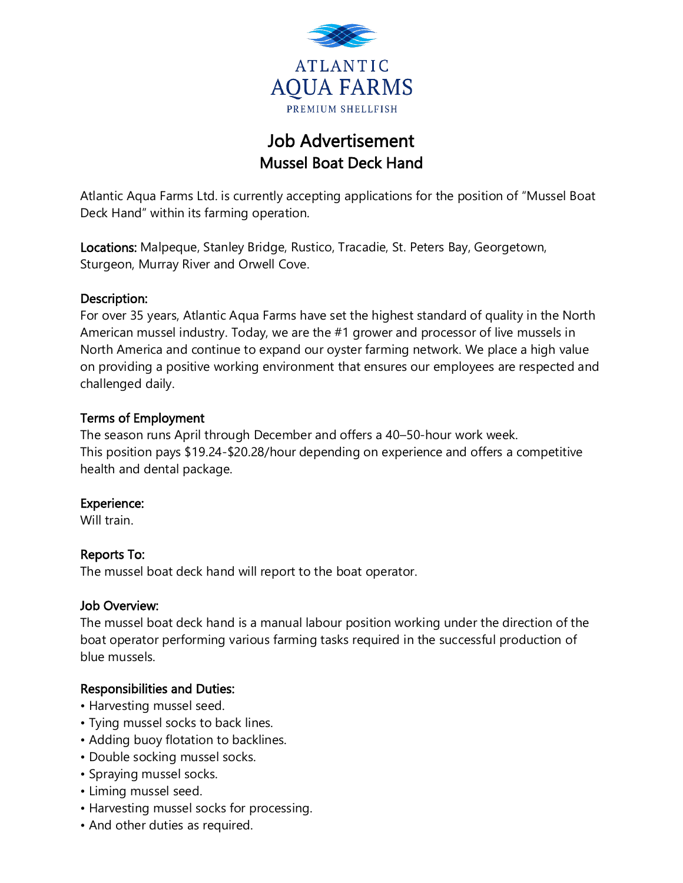ATLANTIC AQUA FARMS
PREMIUM SHELLFISH

# Job Advertisement
## Mussel Boat Deck Hand

Atlantic Aqua Farms Ltd. is currently accepting applications for the position of "Mussel Boat Deck Hand" within its farming operation.

**Locations:** Malpeque, Stanley Bridge, Rustico, Tracadie, St. Peters Bay, Georgetown, Sturgeon, Murray River and Orwell Cove.

**Description:**
For over 35 years, Atlantic Aqua Farms have set the highest standard of quality in the North American mussel industry. Today, we are the #1 grower and processor of live mussels in North America and continue to expand our oyster farming network. We place a high value on providing a positive working environment that ensures our employees are respected and challenged daily.

**Terms of Employment**
The season runs April through December and offers a 40–50-hour work week.
This position pays $19.24-$20.28/hour depending on experience and offers a competitive health and dental package.

**Experience:**
Will train.

**Reports To:**
The mussel boat deck hand will report to the boat operator.

**Job Overview:**
The mussel boat deck hand is a manual labour position working under the direction of the boat operator performing various farming tasks required in the successful production of blue mussels.

**Responsibilities and Duties:**
- Harvesting mussel seed.
- Tying mussel socks to back lines.
- Adding buoy flotation to backlines.
- Double socking mussel socks.
- Spraying mussel socks.
- Liming mussel seed.
- Harvesting mussel socks for processing.
- And other duties as required.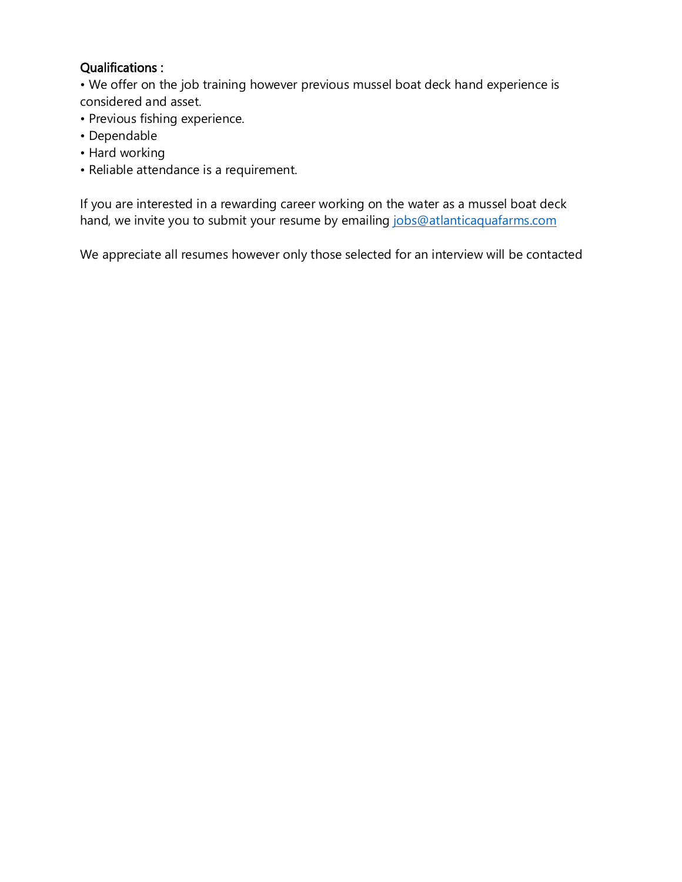**Qualifications :**

• We offer on the job training however previous mussel boat deck hand experience is considered and asset.
• Previous fishing experience.
• Dependable
• Hard working
• Reliable attendance is a requirement.

If you are interested in a rewarding career working on the water as a mussel boat deck hand, we invite you to submit your resume by emailing jobs@atlanticaquafarms.com

We appreciate all resumes however only those selected for an interview will be contacted